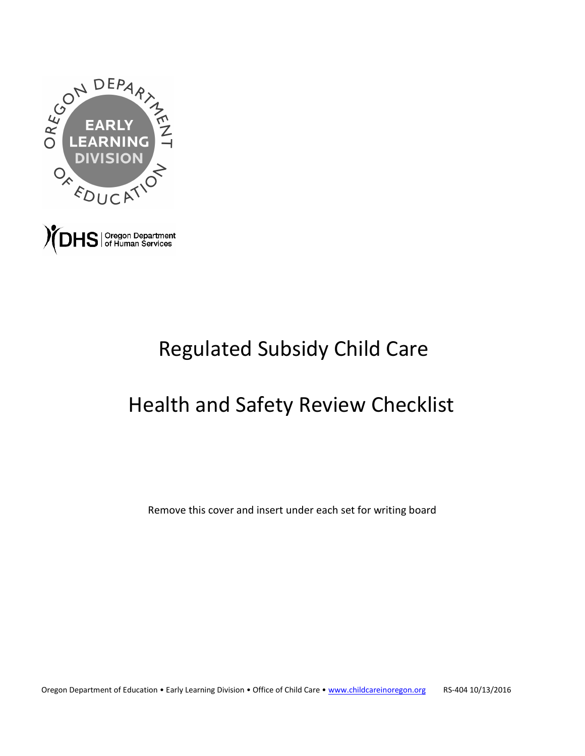# Regulated Subsidy Child Care

# Health and Safety Review Checklist

Remove this cover and insert under each set for writing board

Oregon Department of Education • Early Learning Division • Office of Child Care • www.childcareinoregon.org RS-404 10/13/2016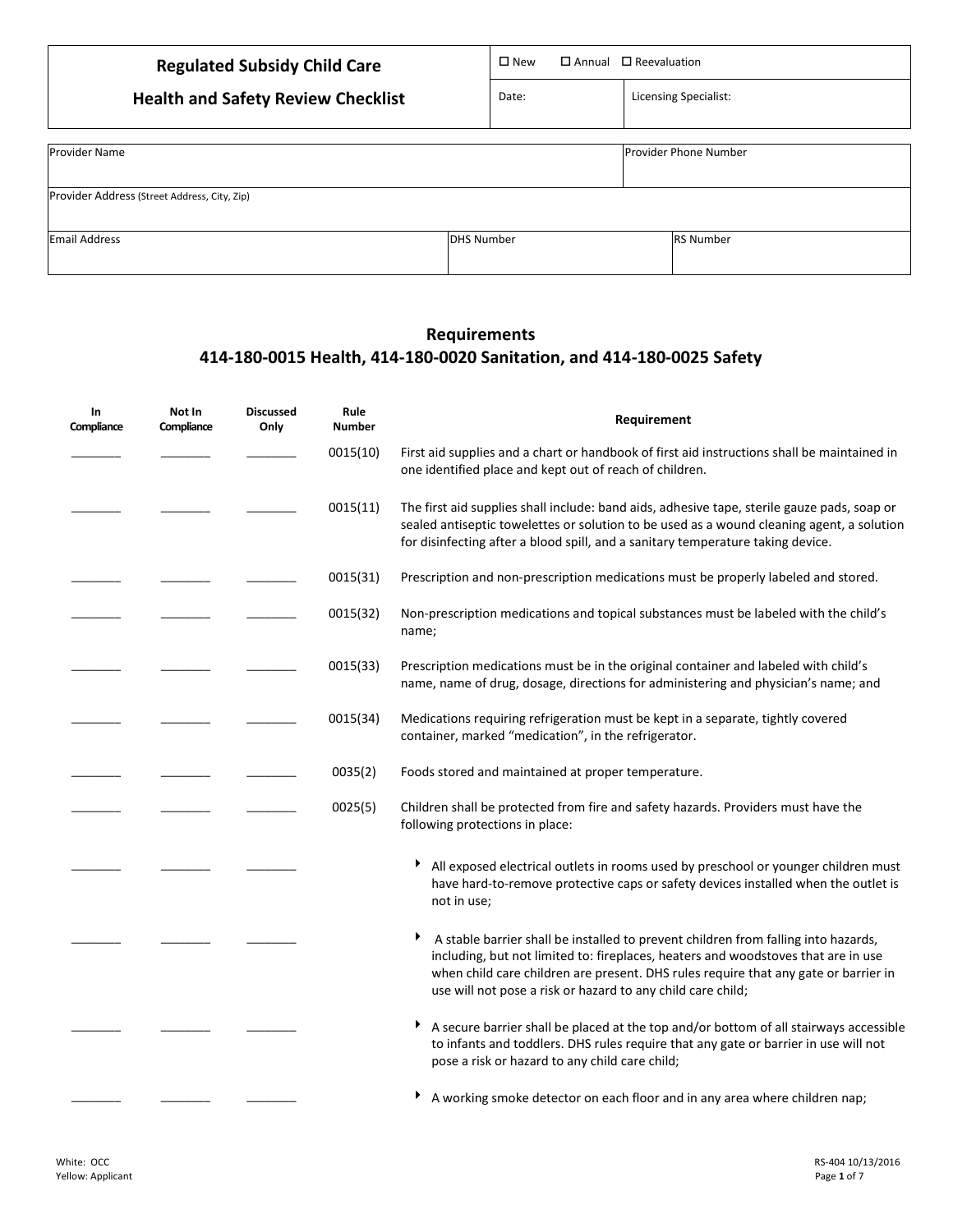| **Regulated Subsidy Child Care Health and Safety Review Checklist** | ☐ New ☐ Annual ☐ Reevaluation | |
|---|---|---|
| | Date: | Licensing Specialist: |

| Provider Name | | Provider Phone Number |
|---|---|---|
| Provider Address (Street Address, City, Zip) | | |
| Email Address | DHS Number | RS Number |

## Requirements
## 414-180-0015 Health, 414-180-0020 Sanitation, and 414-180-0025 Safety

| In Compliance | Not In Compliance | Discussed Only | Rule Number | Requirement |
|---|---|---|---|---|
| _______ | _______ | _______ | 0015(10) | First aid supplies and a chart or handbook of first aid instructions shall be maintained in one identified place and kept out of reach of children. |
| _______ | _______ | _______ | 0015(11) | The first aid supplies shall include: band aids, adhesive tape, sterile gauze pads, soap or sealed antiseptic towelettes or solution to be used as a wound cleaning agent, a solution for disinfecting after a blood spill, and a sanitary temperature taking device. |
| _______ | _______ | _______ | 0015(31) | Prescription and non-prescription medications must be properly labeled and stored. |
| _______ | _______ | _______ | 0015(32) | Non-prescription medications and topical substances must be labeled with the child's name; |
| _______ | _______ | _______ | 0015(33) | Prescription medications must be in the original container and labeled with child's name, name of drug, dosage, directions for administering and physician's name; and |
| _______ | _______ | _______ | 0015(34) | Medications requiring refrigeration must be kept in a separate, tightly covered container, marked "medication", in the refrigerator. |
| _______ | _______ | _______ | 0035(2) | Foods stored and maintained at proper temperature. |
| _______ | _______ | _______ | 0025(5) | Children shall be protected from fire and safety hazards. Providers must have the following protections in place: |
| _______ | _______ | _______ | | ‣ All exposed electrical outlets in rooms used by preschool or younger children must have hard-to-remove protective caps or safety devices installed when the outlet is not in use; |
| _______ | _______ | _______ | | ‣ A stable barrier shall be installed to prevent children from falling into hazards, including, but not limited to: fireplaces, heaters and woodstoves that are in use when child care children are present. DHS rules require that any gate or barrier in use will not pose a risk or hazard to any child care child; |
| _______ | _______ | _______ | | ‣ A secure barrier shall be placed at the top and/or bottom of all stairways accessible to infants and toddlers. DHS rules require that any gate or barrier in use will not pose a risk or hazard to any child care child; |
| _______ | _______ | _______ | | ‣ A working smoke detector on each floor and in any area where children nap; |

White: OCC
Yellow: Applicant

RS-404 10/13/2016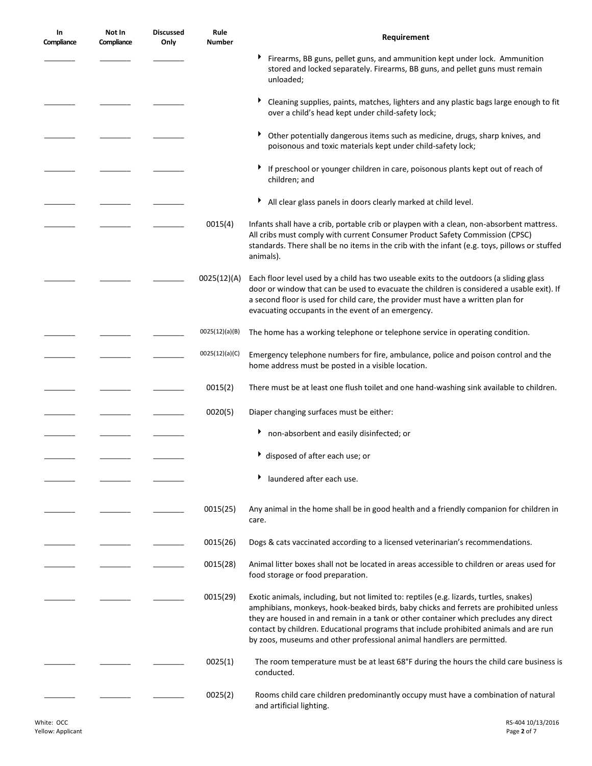| In Compliance | Not In Compliance | Discussed Only | Rule Number | Requirement |
|---|---|---|---|---|
| _______ | _______ | _______ | | ‣ Firearms, BB guns, pellet guns, and ammunition kept under lock. Ammunition stored and locked separately. Firearms, BB guns, and pellet guns must remain unloaded; |
| _______ | _______ | _______ | | ‣ Cleaning supplies, paints, matches, lighters and any plastic bags large enough to fit over a child's head kept under child-safety lock; |
| _______ | _______ | _______ | | ‣ Other potentially dangerous items such as medicine, drugs, sharp knives, and poisonous and toxic materials kept under child-safety lock; |
| _______ | _______ | _______ | | ‣ If preschool or younger children in care, poisonous plants kept out of reach of children; and |
| _______ | _______ | _______ | | ‣ All clear glass panels in doors clearly marked at child level. |
| _______ | _______ | _______ | 0015(4) | Infants shall have a crib, portable crib or playpen with a clean, non-absorbent mattress. All cribs must comply with current Consumer Product Safety Commission (CPSC) standards. There shall be no items in the crib with the infant (e.g. toys, pillows or stuffed animals). |
| _______ | _______ | _______ | 0025(12)(A) | Each floor level used by a child has two useable exits to the outdoors (a sliding glass door or window that can be used to evacuate the children is considered a usable exit). If a second floor is used for child care, the provider must have a written plan for evacuating occupants in the event of an emergency. |
| _______ | _______ | _______ | 0025(12)(a)(B) | The home has a working telephone or telephone service in operating condition. |
| _______ | _______ | _______ | 0025(12)(a)(C) | Emergency telephone numbers for fire, ambulance, police and poison control and the home address must be posted in a visible location. |
| _______ | _______ | _______ | 0015(2) | There must be at least one flush toilet and one hand-washing sink available to children. |
| _______ | _______ | _______ | 0020(5) | Diaper changing surfaces must be either: |
| _______ | _______ | _______ | | ‣ non-absorbent and easily disinfected; or |
| _______ | _______ | _______ | | ‣ disposed of after each use; or |
| _______ | _______ | _______ | | ‣ laundered after each use. |
| _______ | _______ | _______ | 0015(25) | Any animal in the home shall be in good health and a friendly companion for children in care. |
| _______ | _______ | _______ | 0015(26) | Dogs & cats vaccinated according to a licensed veterinarian's recommendations. |
| _______ | _______ | _______ | 0015(28) | Animal litter boxes shall not be located in areas accessible to children or areas used for food storage or food preparation. |
| _______ | _______ | _______ | 0015(29) | Exotic animals, including, but not limited to: reptiles (e.g. lizards, turtles, snakes) amphibians, monkeys, hook-beaked birds, baby chicks and ferrets are prohibited unless they are housed in and remain in a tank or other container which precludes any direct contact by children. Educational programs that include prohibited animals and are run by zoos, museums and other professional animal handlers are permitted. |
| _______ | _______ | _______ | 0025(1) | The room temperature must be at least 68°F during the hours the child care business is conducted. |
| _______ | _______ | _______ | 0025(2) | Rooms child care children predominantly occupy must have a combination of natural and artificial lighting. |

White: OCC
Yellow: Applicant

RS-404 10/13/2016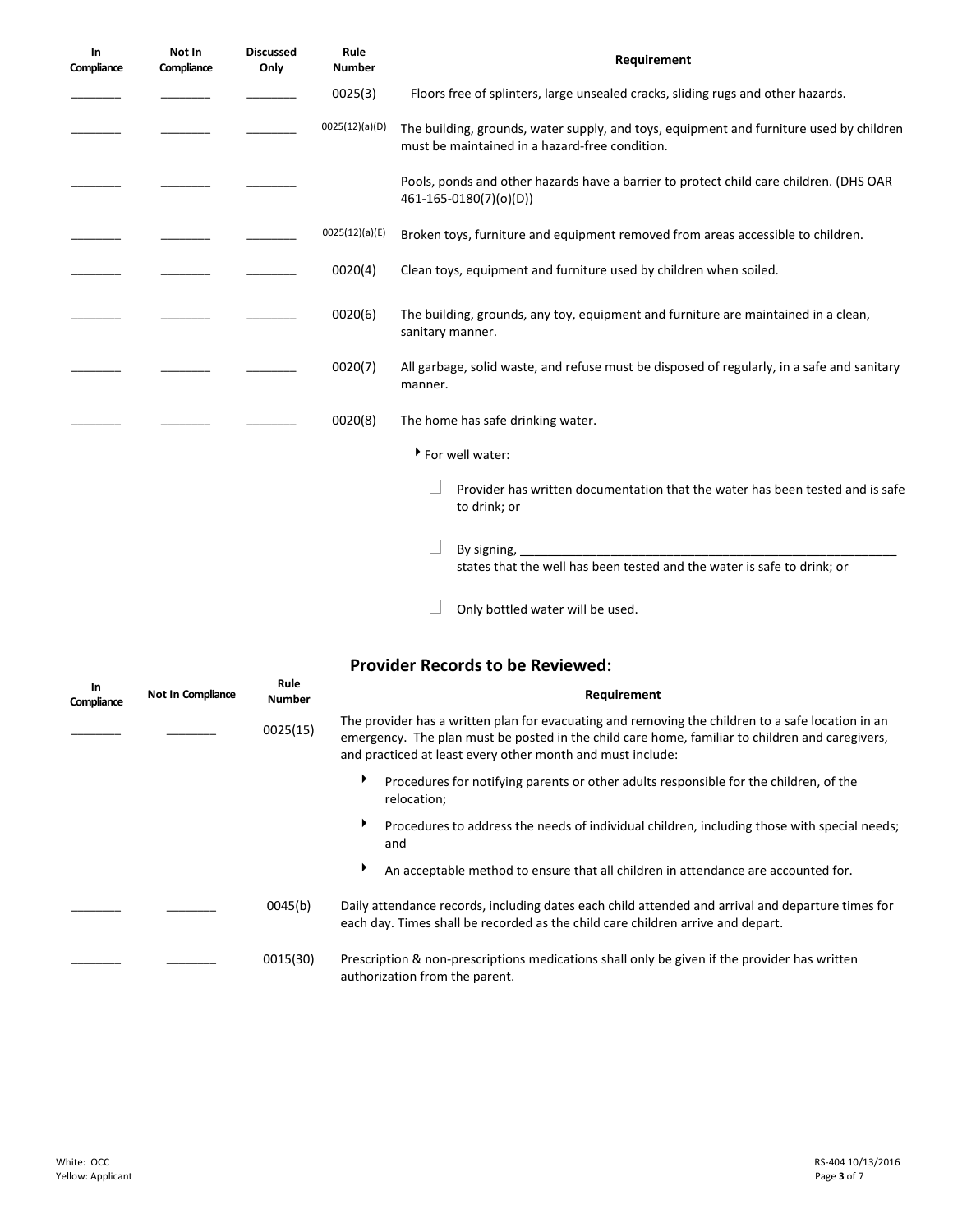| In Compliance | Not In Compliance | Discussed Only | Rule Number | Requirement |
|---|---|---|---|---|
| _______ | _______ | _______ | 0025(3) | Floors free of splinters, large unsealed cracks, sliding rugs and other hazards. |
| _______ | _______ | _______ | 0025(12)(a)(D) | The building, grounds, water supply, and toys, equipment and furniture used by children must be maintained in a hazard-free condition. |
| _______ | _______ | _______ | | Pools, ponds and other hazards have a barrier to protect child care children. (DHS OAR 461-165-0180(7)(o)(D)) |
| _______ | _______ | _______ | 0025(12)(a)(E) | Broken toys, furniture and equipment removed from areas accessible to children. |
| _______ | _______ | _______ | 0020(4) | Clean toys, equipment and furniture used by children when soiled. |
| _______ | _______ | _______ | 0020(6) | The building, grounds, any toy, equipment and furniture are maintained in a clean, sanitary manner. |
| _______ | _______ | _______ | 0020(7) | All garbage, solid waste, and refuse must be disposed of regularly, in a safe and sanitary manner. |
| _______ | _______ | _______ | 0020(8) | The home has safe drinking water. |

- For well water:
  - ☐ Provider has written documentation that the water has been tested and is safe to drink; or
  - ☐ By signing, ________________________________________________ states that the well has been tested and the water is safe to drink; or
  - ☐ Only bottled water will be used.

## Provider Records to be Reviewed:

| In Compliance | Not In Compliance | Rule Number | Requirement |
|---|---|---|---|
| _______ | _______ | 0025(15) | The provider has a written plan for evacuating and removing the children to a safe location in an emergency. The plan must be posted in the child care home, familiar to children and caregivers, and practiced at least every other month and must include:<br>• Procedures for notifying parents or other adults responsible for the children, of the relocation;<br>• Procedures to address the needs of individual children, including those with special needs; and<br>• An acceptable method to ensure that all children in attendance are accounted for. |
| _______ | _______ | 0045(b) | Daily attendance records, including dates each child attended and arrival and departure times for each day. Times shall be recorded as the child care children arrive and depart. |
| _______ | _______ | 0015(30) | Prescription & non-prescriptions medications shall only be given if the provider has written authorization from the parent. |

White: OCC
Yellow: Applicant

RS-404 10/13/2016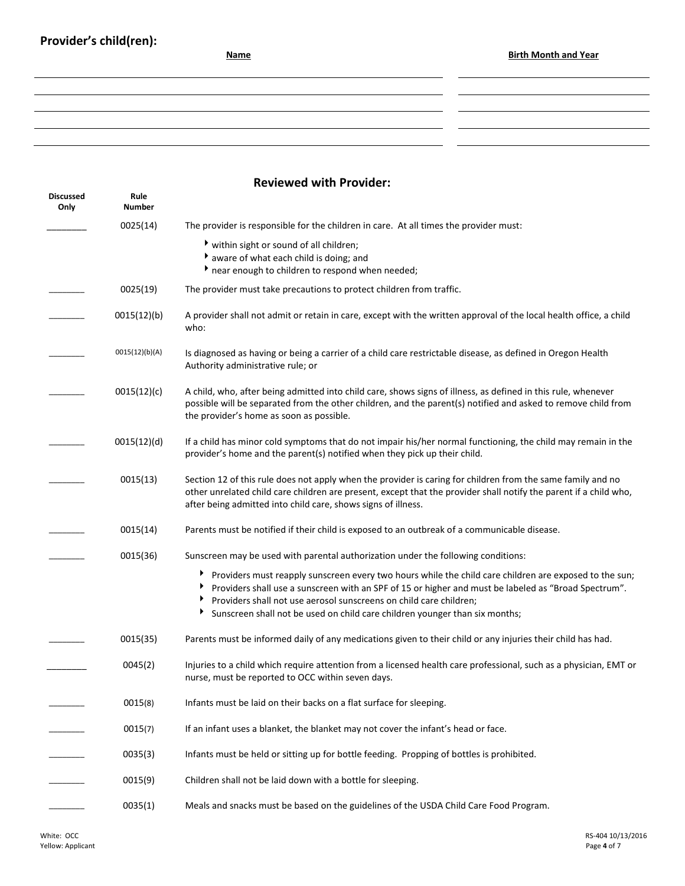## Provider's child(ren):

| Name | Birth Month and Year |
|---|---|
| | |
| | |
| | |
| | |
| | |

## Reviewed with Provider:

| Discussed Only | Rule Number | |
|---|---|---|
| ________ | 0025(14) | The provider is responsible for the children in care. At all times the provider must:<br>‣ within sight or sound of all children;<br>‣ aware of what each child is doing; and<br>‣ near enough to children to respond when needed; |
| ________ | 0025(19) | The provider must take precautions to protect children from traffic. |
| ________ | 0015(12)(b) | A provider shall not admit or retain in care, except with the written approval of the local health office, a child who: |
| ________ | 0015(12)(b)(A) | Is diagnosed as having or being a carrier of a child care restrictable disease, as defined in Oregon Health Authority administrative rule; or |
| ________ | 0015(12)(c) | A child, who, after being admitted into child care, shows signs of illness, as defined in this rule, whenever possible will be separated from the other children, and the parent(s) notified and asked to remove child from the provider's home as soon as possible. |
| ________ | 0015(12)(d) | If a child has minor cold symptoms that do not impair his/her normal functioning, the child may remain in the provider's home and the parent(s) notified when they pick up their child. |
| ________ | 0015(13) | Section 12 of this rule does not apply when the provider is caring for children from the same family and no other unrelated child care children are present, except that the provider shall notify the parent if a child who, after being admitted into child care, shows signs of illness. |
| ________ | 0015(14) | Parents must be notified if their child is exposed to an outbreak of a communicable disease. |
| ________ | 0015(36) | Sunscreen may be used with parental authorization under the following conditions:<br>‣ Providers must reapply sunscreen every two hours while the child care children are exposed to the sun;<br>‣ Providers shall use a sunscreen with an SPF of 15 or higher and must be labeled as "Broad Spectrum".<br>‣ Providers shall not use aerosol sunscreens on child care children;<br>‣ Sunscreen shall not be used on child care children younger than six months; |
| ________ | 0015(35) | Parents must be informed daily of any medications given to their child or any injuries their child has had. |
| ________ | 0045(2) | Injuries to a child which require attention from a licensed health care professional, such as a physician, EMT or nurse, must be reported to OCC within seven days. |
| ________ | 0015(8) | Infants must be laid on their backs on a flat surface for sleeping. |
| ________ | 0015(7) | If an infant uses a blanket, the blanket may not cover the infant's head or face. |
| ________ | 0035(3) | Infants must be held or sitting up for bottle feeding. Propping of bottles is prohibited. |
| ________ | 0015(9) | Children shall not be laid down with a bottle for sleeping. |
| ________ | 0035(1) | Meals and snacks must be based on the guidelines of the USDA Child Care Food Program. |

White: OCC
Yellow: Applicant

RS-404 10/13/2016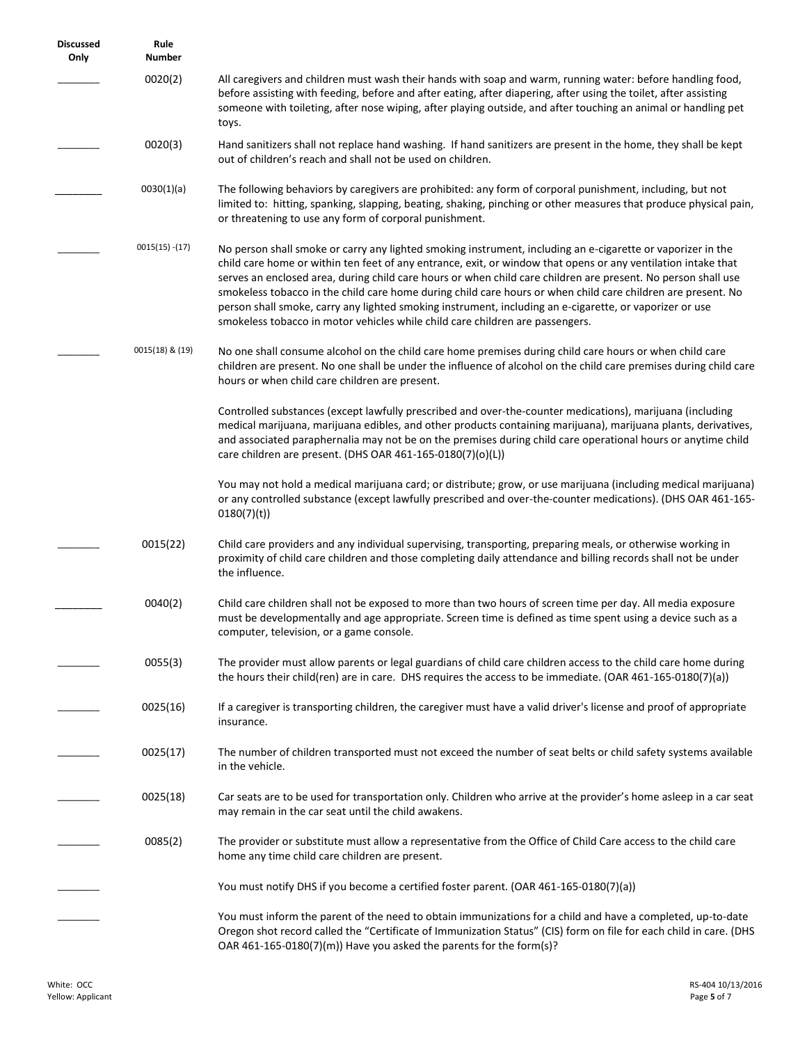| Discussed Only | Rule Number | |
|---|---|---|
| ________ | 0020(2) | All caregivers and children must wash their hands with soap and warm, running water: before handling food, before assisting with feeding, before and after eating, after diapering, after using the toilet, after assisting someone with toileting, after nose wiping, after playing outside, and after touching an animal or handling pet toys. |
| ________ | 0020(3) | Hand sanitizers shall not replace hand washing. If hand sanitizers are present in the home, they shall be kept out of children's reach and shall not be used on children. |
| ________ | 0030(1)(a) | The following behaviors by caregivers are prohibited: any form of corporal punishment, including, but not limited to: hitting, spanking, slapping, beating, shaking, pinching or other measures that produce physical pain, or threatening to use any form of corporal punishment. |
| ________ | 0015(15) -(17) | No person shall smoke or carry any lighted smoking instrument, including an e-cigarette or vaporizer in the child care home or within ten feet of any entrance, exit, or window that opens or any ventilation intake that serves an enclosed area, during child care hours or when child care children are present. No person shall use smokeless tobacco in the child care home during child care hours or when child care children are present. No person shall smoke, carry any lighted smoking instrument, including an e-cigarette, or vaporizer or use smokeless tobacco in motor vehicles while child care children are passengers. |
| ________ | 0015(18) & (19) | No one shall consume alcohol on the child care home premises during child care hours or when child care children are present. No one shall be under the influence of alcohol on the child care premises during child care hours or when child care children are present.<br><br>Controlled substances (except lawfully prescribed and over-the-counter medications), marijuana (including medical marijuana, marijuana edibles, and other products containing marijuana), marijuana plants, derivatives, and associated paraphernalia may not be on the premises during child care operational hours or anytime child care children are present. (DHS OAR 461-165-0180(7)(o)(L))<br><br>You may not hold a medical marijuana card; or distribute; grow, or use marijuana (including medical marijuana) or any controlled substance (except lawfully prescribed and over-the-counter medications). (DHS OAR 461-165-0180(7)(t)) |
| ________ | 0015(22) | Child care providers and any individual supervising, transporting, preparing meals, or otherwise working in proximity of child care children and those completing daily attendance and billing records shall not be under the influence. |
| ________ | 0040(2) | Child care children shall not be exposed to more than two hours of screen time per day. All media exposure must be developmentally and age appropriate. Screen time is defined as time spent using a device such as a computer, television, or a game console. |
| ________ | 0055(3) | The provider must allow parents or legal guardians of child care children access to the child care home during the hours their child(ren) are in care. DHS requires the access to be immediate. (OAR 461-165-0180(7)(a)) |
| ________ | 0025(16) | If a caregiver is transporting children, the caregiver must have a valid driver's license and proof of appropriate insurance. |
| ________ | 0025(17) | The number of children transported must not exceed the number of seat belts or child safety systems available in the vehicle. |
| ________ | 0025(18) | Car seats are to be used for transportation only. Children who arrive at the provider's home asleep in a car seat may remain in the car seat until the child awakens. |
| ________ | 0085(2) | The provider or substitute must allow a representative from the Office of Child Care access to the child care home any time child care children are present. |
| ________ | | You must notify DHS if you become a certified foster parent. (OAR 461-165-0180(7)(a)) |
| ________ | | You must inform the parent of the need to obtain immunizations for a child and have a completed, up-to-date Oregon shot record called the "Certificate of Immunization Status" (CIS) form on file for each child in care. (DHS OAR 461-165-0180(7)(m)) Have you asked the parents for the form(s)? |

White: OCC
Yellow: Applicant

RS-404 10/13/2016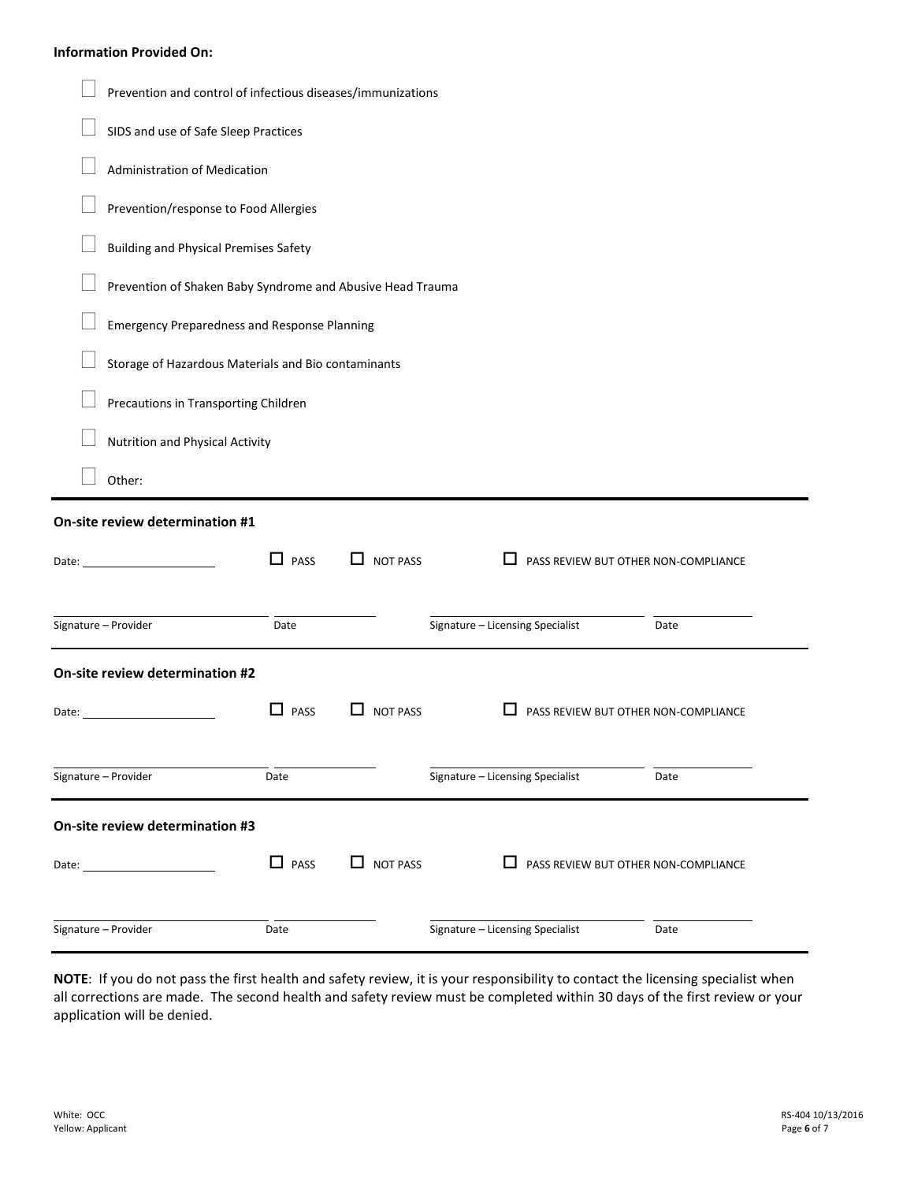**Information Provided On:**

- ☐ Prevention and control of infectious diseases/immunizations
- ☐ SIDS and use of Safe Sleep Practices
- ☐ Administration of Medication
- ☐ Prevention/response to Food Allergies
- ☐ Building and Physical Premises Safety
- ☐ Prevention of Shaken Baby Syndrome and Abusive Head Trauma
- ☐ Emergency Preparedness and Response Planning
- ☐ Storage of Hazardous Materials and Bio contaminants
- ☐ Precautions in Transporting Children
- ☐ Nutrition and Physical Activity
- ☐ Other:

---

**On-site review determination #1**

Date: ____________________ ☐ PASS ☐ NOT PASS ☐ PASS REVIEW BUT OTHER NON-COMPLIANCE

| Signature – Provider | Date | Signature – Licensing Specialist | Date |
|---|---|---|---|
| | | | |

---

**On-site review determination #2**

Date: ____________________ ☐ PASS ☐ NOT PASS ☐ PASS REVIEW BUT OTHER NON-COMPLIANCE

| Signature – Provider | Date | Signature – Licensing Specialist | Date |
|---|---|---|---|
| | | | |

---

**On-site review determination #3**

Date: ____________________ ☐ PASS ☐ NOT PASS ☐ PASS REVIEW BUT OTHER NON-COMPLIANCE

| Signature – Provider | Date | Signature – Licensing Specialist | Date |
|---|---|---|---|
| | | | |

---

**NOTE**: If you do not pass the first health and safety review, it is your responsibility to contact the licensing specialist when all corrections are made. The second health and safety review must be completed within 30 days of the first review or your application will be denied.

White: OCC
Yellow: Applicant

RS-404 10/13/2016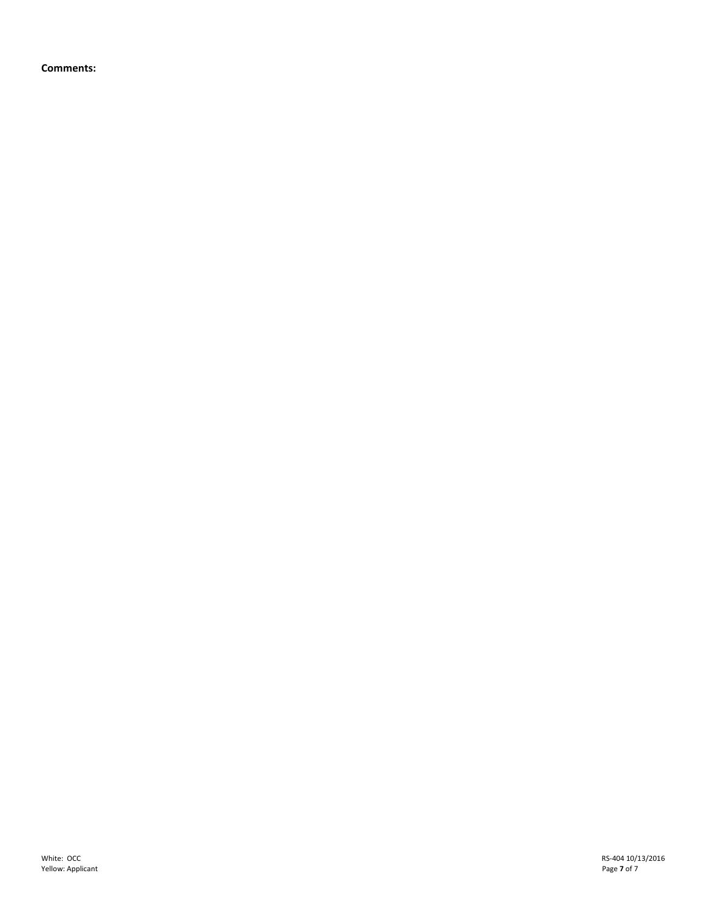**Comments:**